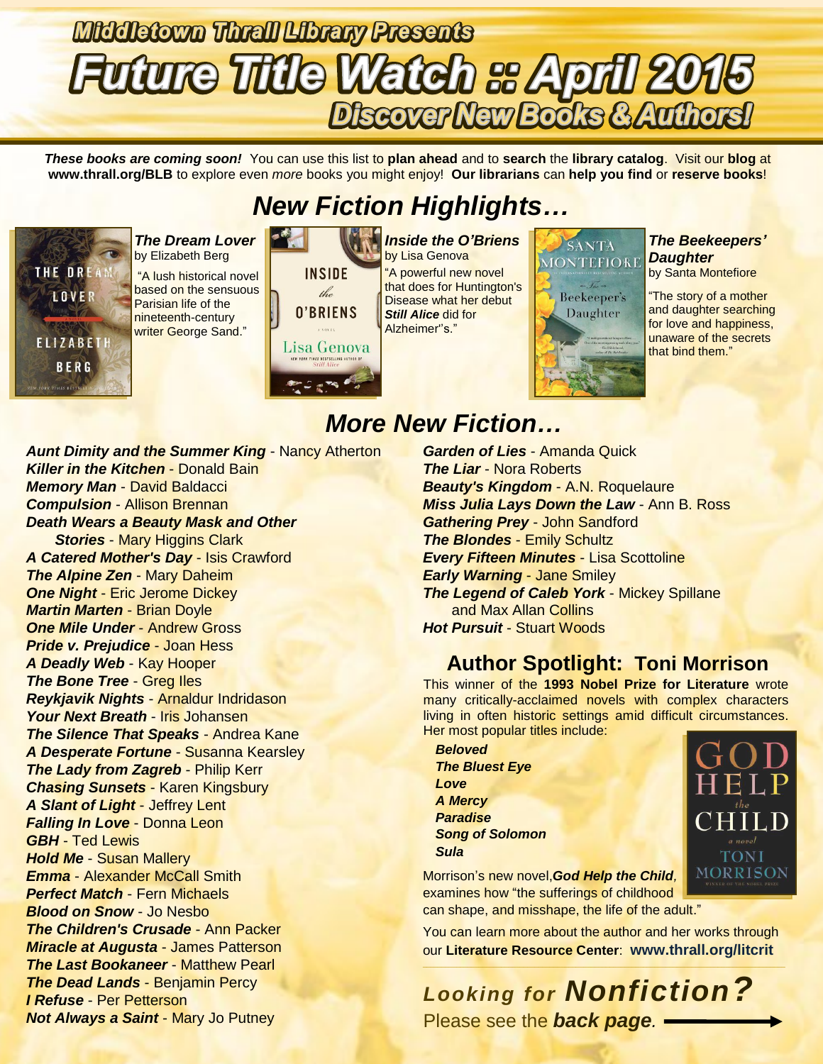# Middletown Thrall Library Presents

# Future Title Watch :: April 2015

## Discover New Books & Authors!

***These books are coming soon!*** You can use this list to **plan ahead** and to **search** the **library catalog**. Visit our **blog** at **www.thrall.org/BLB** to explore even *more* books you might enjoy! **Our librarians** can **help you find** or **reserve books**!

## *New Fiction Highlights…*

***The Dream Lover*** by Elizabeth Berg

"A lush historical novel based on the sensuous Parisian life of the nineteenth-century writer George Sand."

***Inside the O'Briens*** by Lisa Genova

"A powerful new novel that does for Huntington's Disease what her debut ***Still Alice*** did for Alzheimer''s."

***The Beekeepers' Daughter*** by Santa Montefiore

"The story of a mother and daughter searching for love and happiness, unaware of the secrets that bind them."

## *More New Fiction…*

- ***Aunt Dimity and the Summer King*** - Nancy Atherton
- ***Killer in the Kitchen*** - Donald Bain
- ***Memory Man*** - David Baldacci
- ***Compulsion*** - Allison Brennan
- ***Death Wears a Beauty Mask and Other Stories*** - Mary Higgins Clark
- ***A Catered Mother's Day*** - Isis Crawford
- ***The Alpine Zen*** - Mary Daheim
- ***One Night*** - Eric Jerome Dickey
- ***Martin Marten*** - Brian Doyle
- ***One Mile Under*** - Andrew Gross
- ***Pride v. Prejudice*** - Joan Hess
- ***A Deadly Web*** - Kay Hooper
- ***The Bone Tree*** - Greg Iles
- ***Reykjavik Nights*** - Arnaldur Indridason
- ***Your Next Breath*** - Iris Johansen
- ***The Silence That Speaks*** - Andrea Kane
- ***A Desperate Fortune*** - Susanna Kearsley
- ***The Lady from Zagreb*** - Philip Kerr
- ***Chasing Sunsets*** - Karen Kingsbury
- ***A Slant of Light*** - Jeffrey Lent
- ***Falling In Love*** - Donna Leon
- ***GBH*** - Ted Lewis
- ***Hold Me*** - Susan Mallery
- ***Emma*** - Alexander McCall Smith
- ***Perfect Match*** - Fern Michaels
- ***Blood on Snow*** - Jo Nesbo
- ***The Children's Crusade*** - Ann Packer
- ***Miracle at Augusta*** - James Patterson
- ***The Last Bookaneer*** - Matthew Pearl
- ***The Dead Lands*** - Benjamin Percy
- ***I Refuse*** - Per Petterson
- ***Not Always a Saint*** - Mary Jo Putney
- ***Garden of Lies*** - Amanda Quick
- ***The Liar*** - Nora Roberts
- ***Beauty's Kingdom*** - A.N. Roquelaure
- ***Miss Julia Lays Down the Law*** - Ann B. Ross
- ***Gathering Prey*** - John Sandford
- ***The Blondes*** - Emily Schultz
- ***Every Fifteen Minutes*** - Lisa Scottoline
- ***Early Warning*** - Jane Smiley
- ***The Legend of Caleb York*** - Mickey Spillane and Max Allan Collins
- ***Hot Pursuit*** - Stuart Woods

## Author Spotlight: Toni Morrison

This winner of the **1993 Nobel Prize for Literature** wrote many critically-acclaimed novels with complex characters living in often historic settings amid difficult circumstances. Her most popular titles include:

***Beloved***
***The Bluest Eye***
***Love***
***A Mercy***
***Paradise***
***Song of Solomon***
***Sula***

Morrison's new novel, ***God Help the Child***, examines how "the sufferings of childhood can shape, and misshape, the life of the adult."

You can learn more about the author and her works through our **Literature Resource Center**: **www.thrall.org/litcrit**

## *Looking for Nonfiction?*

Please see the ***back page***.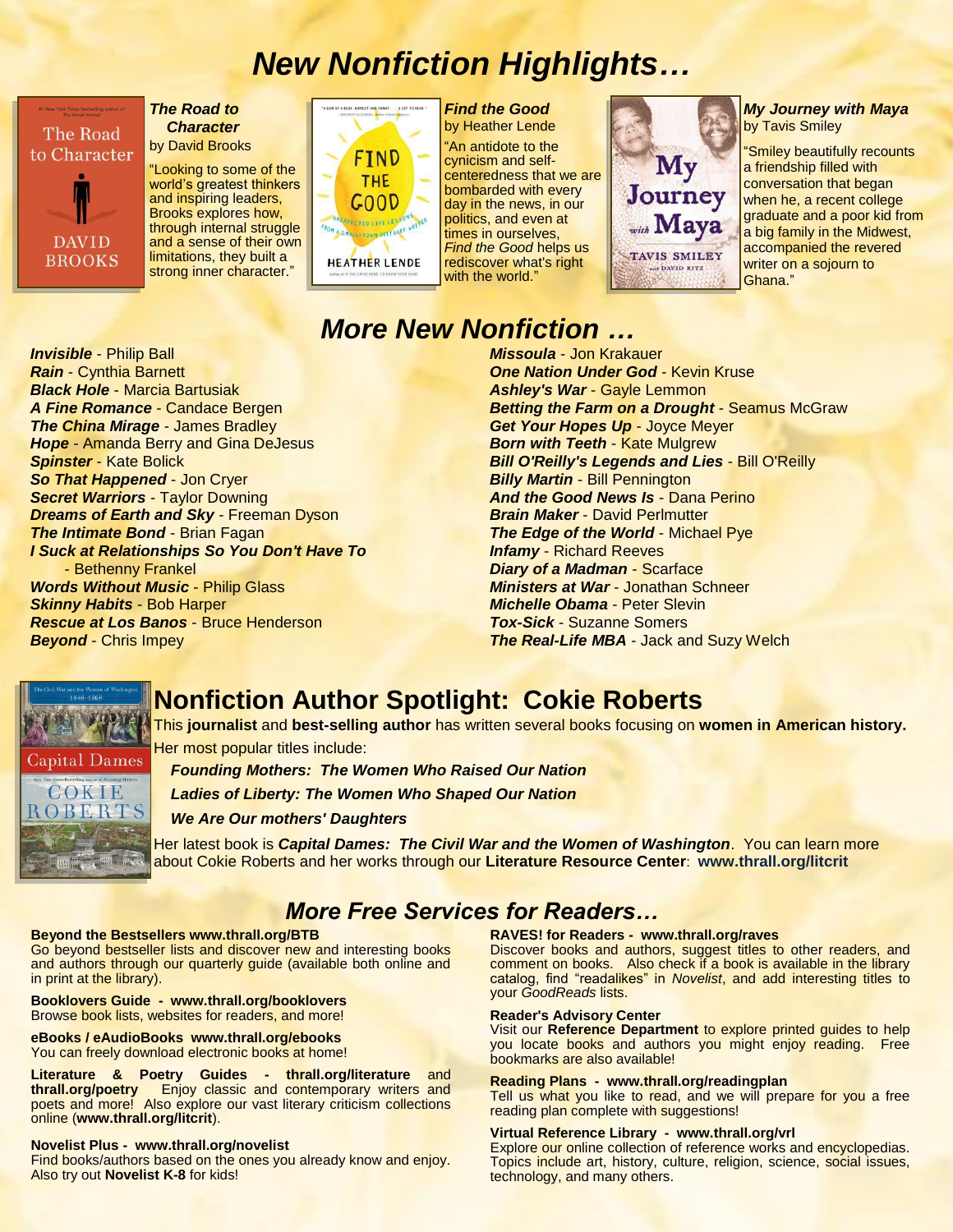# *New Nonfiction Highlights…*

***The Road to Character***
by David Brooks

"Looking to some of the world's greatest thinkers and inspiring leaders, Brooks explores how, through internal struggle and a sense of their own limitations, they built a strong inner character."

***Find the Good***
by Heather Lende

"An antidote to the cynicism and self-centeredness that we are bombarded with every day in the news, in our politics, and even at times in ourselves, *Find the Good* helps us rediscover what's right with the world."

***My Journey with Maya***
by Tavis Smiley

"Smiley beautifully recounts a friendship filled with conversation that began when he, a recent college graduate and a poor kid from a big family in the Midwest, accompanied the revered writer on a sojourn to Ghana."

## *More New Nonfiction …*

***Invisible*** - Philip Ball
***Rain*** - Cynthia Barnett
***Black Hole*** - Marcia Bartusiak
***A Fine Romance*** - Candace Bergen
***The China Mirage*** - James Bradley
***Hope*** - Amanda Berry and Gina DeJesus
***Spinster*** - Kate Bolick
***So That Happened*** - Jon Cryer
***Secret Warriors*** - Taylor Downing
***Dreams of Earth and Sky*** - Freeman Dyson
***The Intimate Bond*** - Brian Fagan
***I Suck at Relationships So You Don't Have To*** - Bethenny Frankel
***Words Without Music*** - Philip Glass
***Skinny Habits*** - Bob Harper
***Rescue at Los Banos*** - Bruce Henderson
***Beyond*** - Chris Impey
***Missoula*** - Jon Krakauer
***One Nation Under God*** - Kevin Kruse
***Ashley's War*** - Gayle Lemmon
***Betting the Farm on a Drought*** - Seamus McGraw
***Get Your Hopes Up*** - Joyce Meyer
***Born with Teeth*** - Kate Mulgrew
***Bill O'Reilly's Legends and Lies*** - Bill O'Reilly
***Billy Martin*** - Bill Pennington
***And the Good News Is*** - Dana Perino
***Brain Maker*** - David Perlmutter
***The Edge of the World*** - Michael Pye
***Infamy*** - Richard Reeves
***Diary of a Madman*** - Scarface
***Ministers at War*** - Jonathan Schneer
***Michelle Obama*** - Peter Slevin
***Tox-Sick*** - Suzanne Somers
***The Real-Life MBA*** - Jack and Suzy Welch

## Nonfiction Author Spotlight: Cokie Roberts

This **journalist** and **best-selling author** has written several books focusing on **women in American history.** Her most popular titles include:

***Founding Mothers: The Women Who Raised Our Nation***
***Ladies of Liberty: The Women Who Shaped Our Nation***
***We Are Our mothers' Daughters***

Her latest book is ***Capital Dames: The Civil War and the Women of Washington***. You can learn more about Cokie Roberts and her works through our **Literature Resource Center**: **www.thrall.org/litcrit**

## *More Free Services for Readers…*

**Beyond the Bestsellers www.thrall.org/BTB**
Go beyond bestseller lists and discover new and interesting books and authors through our quarterly guide (available both online and in print at the library).

**Booklovers Guide - www.thrall.org/booklovers**
Browse book lists, websites for readers, and more!

**eBooks / eAudioBooks www.thrall.org/ebooks**
You can freely download electronic books at home!

**Literature & Poetry Guides - thrall.org/literature** and **thrall.org/poetry** Enjoy classic and contemporary writers and poets and more! Also explore our vast literary criticism collections online (**www.thrall.org/litcrit**).

**Novelist Plus - www.thrall.org/novelist**
Find books/authors based on the ones you already know and enjoy. Also try out **Novelist K-8** for kids!

**RAVES! for Readers - www.thrall.org/raves**
Discover books and authors, suggest titles to other readers, and comment on books. Also check if a book is available in the library catalog, find "readalikes" in *Novelist*, and add interesting titles to your *GoodReads* lists.

**Reader's Advisory Center**
Visit our **Reference Department** to explore printed guides to help you locate books and authors you might enjoy reading. Free bookmarks are also available!

**Reading Plans - www.thrall.org/readingplan**
Tell us what you like to read, and we will prepare for you a free reading plan complete with suggestions!

**Virtual Reference Library - www.thrall.org/vrl**
Explore our online collection of reference works and encyclopedias. Topics include art, history, culture, religion, science, social issues, technology, and many others.